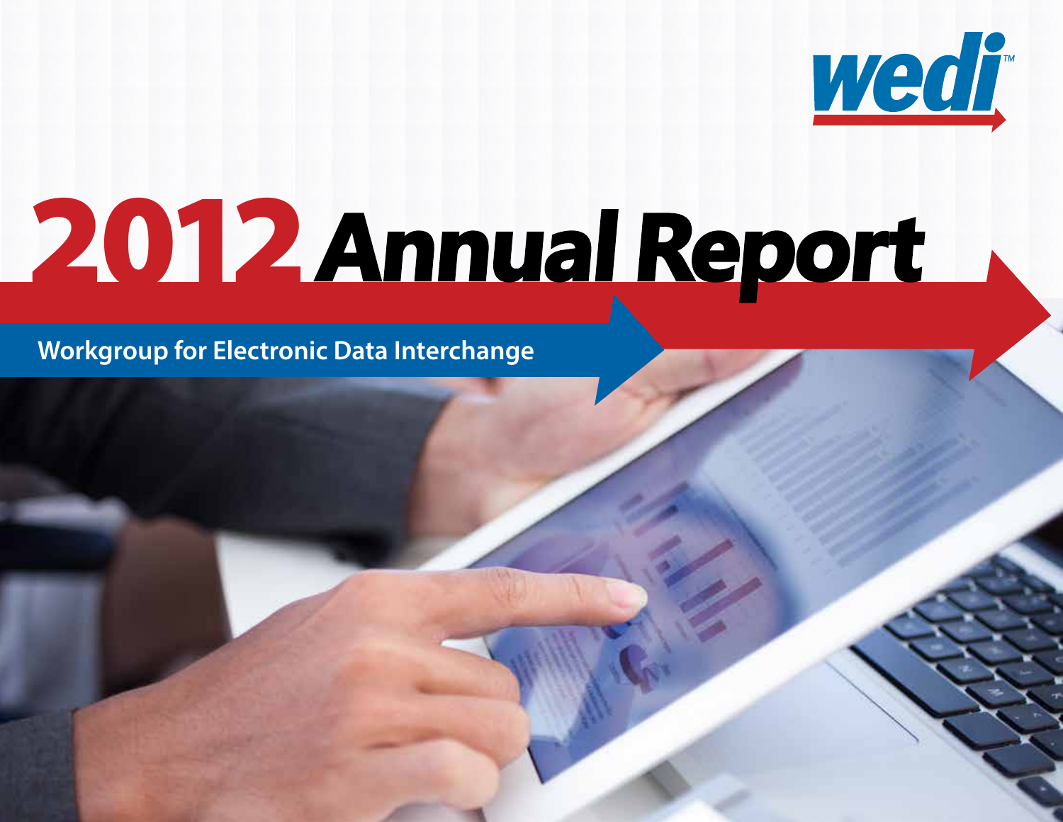wedi™

# 2012 Annual Report

Workgroup for Electronic Data Interchange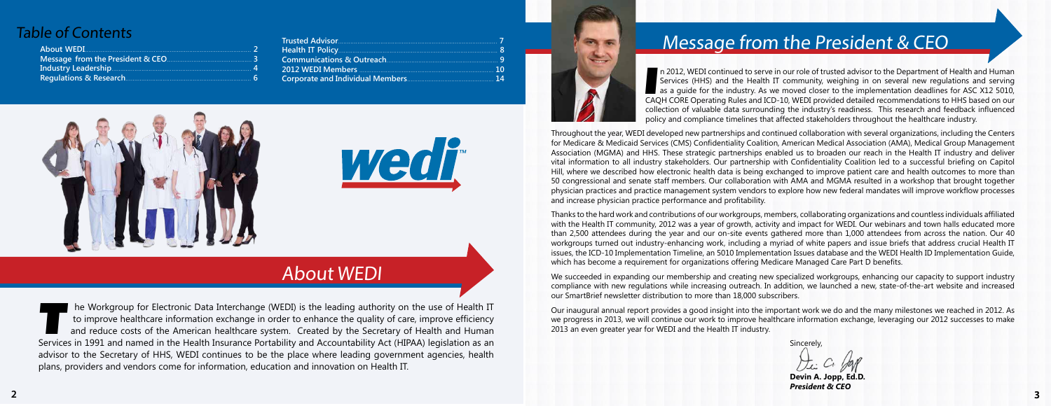## Table of Contents

| | |
|---|---|
| About WEDI | 2 |
| Message from the President & CEO | 3 |
| Industry Leadership | 4 |
| Regulations & Research | 6 |
| Trusted Advisor | 7 |
| Health IT Policy | 8 |
| Communications & Outreach | 9 |
| 2012 WEDI Members | 10 |
| Corporate and Individual Members | 14 |

# About WEDI

The Workgroup for Electronic Data Interchange (WEDI) is the leading authority on the use of Health IT to improve healthcare information exchange in order to enhance the quality of care, improve efficiency and reduce costs of the American healthcare system. Created by the Secretary of Health and Human Services in 1991 and named in the Health Insurance Portability and Accountability Act (HIPAA) legislation as an advisor to the Secretary of HHS, WEDI continues to be the place where leading government agencies, health plans, providers and vendors come for information, education and innovation on Health IT.

# Message from the President & CEO

In 2012, WEDI continued to serve in our role of trusted advisor to the Department of Health and Human Services (HHS) and the Health IT community, weighing in on several new regulations and serving as a guide for the industry. As we moved closer to the implementation deadlines for ASC X12 5010, CAQH CORE Operating Rules and ICD-10, WEDI provided detailed recommendations to HHS based on our collection of valuable data surrounding the industry's readiness. This research and feedback influenced policy and compliance timelines that affected stakeholders throughout the healthcare industry.

Throughout the year, WEDI developed new partnerships and continued collaboration with several organizations, including the Centers for Medicare & Medicaid Services (CMS) Confidentiality Coalition, American Medical Association (AMA), Medical Group Management Association (MGMA) and HHS. These strategic partnerships enabled us to broaden our reach in the Health IT industry and deliver vital information to all industry stakeholders. Our partnership with Confidentiality Coalition led to a successful briefing on Capitol Hill, where we described how electronic health data is being exchanged to improve patient care and health outcomes to more than 50 congressional and senate staff members. Our collaboration with AMA and MGMA resulted in a workshop that brought together physician practices and practice management system vendors to explore how new federal mandates will improve workflow processes and increase physician practice performance and profitability.

Thanks to the hard work and contributions of our workgroups, members, collaborating organizations and countless individuals affiliated with the Health IT community, 2012 was a year of growth, activity and impact for WEDI. Our webinars and town halls educated more than 2,500 attendees during the year and our on-site events gathered more than 1,000 attendees from across the nation. Our 40 workgroups turned out industry-enhancing work, including a myriad of white papers and issue briefs that address crucial Health IT issues, the ICD-10 Implementation Timeline, an 5010 Implementation Issues database and the WEDI Health ID Implementation Guide, which has become a requirement for organizations offering Medicare Managed Care Part D benefits.

We succeeded in expanding our membership and creating new specialized workgroups, enhancing our capacity to support industry compliance with new regulations while increasing outreach. In addition, we launched a new, state-of-the-art website and increased our SmartBrief newsletter distribution to more than 18,000 subscribers.

Our inaugural annual report provides a good insight into the important work we do and the many milestones we reached in 2012. As we progress in 2013, we will continue our work to improve healthcare information exchange, leveraging our 2012 successes to make 2013 an even greater year for WEDI and the Health IT industry.

Sincerely,

**Devin A. Jopp, Ed.D.**
***President & CEO***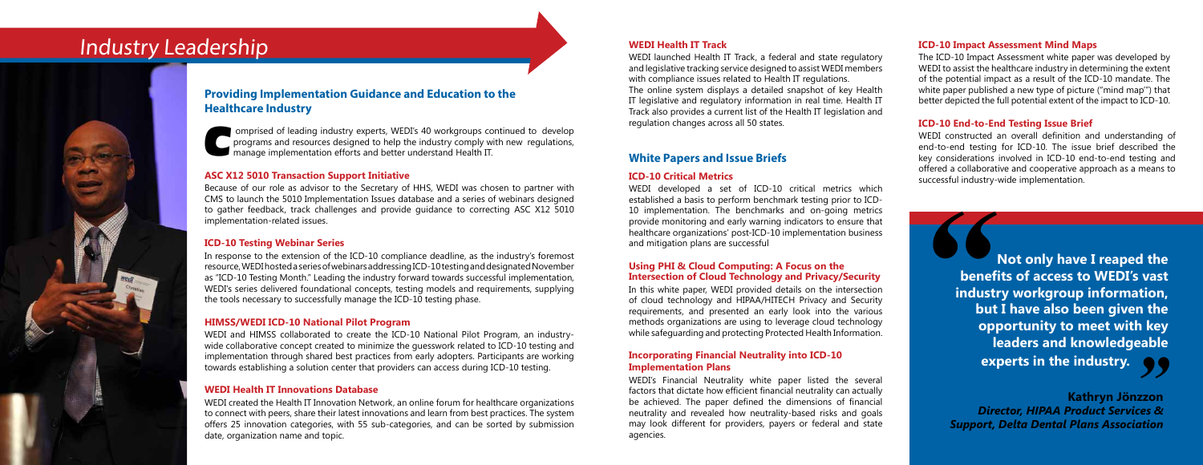# Industry Leadership

## Providing Implementation Guidance and Education to the Healthcare Industry

Comprised of leading industry experts, WEDI's 40 workgroups continued to develop programs and resources designed to help the industry comply with new regulations, manage implementation efforts and better understand Health IT.

### ASC X12 5010 Transaction Support Initiative

Because of our role as advisor to the Secretary of HHS, WEDI was chosen to partner with CMS to launch the 5010 Implementation Issues database and a series of webinars designed to gather feedback, track challenges and provide guidance to correcting ASC X12 5010 implementation-related issues.

### ICD-10 Testing Webinar Series

In response to the extension of the ICD-10 compliance deadline, as the industry's foremost resource, WEDI hosted a series of webinars addressing ICD-10 testing and designated November as "ICD-10 Testing Month." Leading the industry forward towards successful implementation, WEDI's series delivered foundational concepts, testing models and requirements, supplying the tools necessary to successfully manage the ICD-10 testing phase.

### HIMSS/WEDI ICD-10 National Pilot Program

WEDI and HIMSS collaborated to create the ICD-10 National Pilot Program, an industry-wide collaborative concept created to minimize the guesswork related to ICD-10 testing and implementation through shared best practices from early adopters. Participants are working towards establishing a solution center that providers can access during ICD-10 testing.

### WEDI Health IT Innovations Database

WEDI created the Health IT Innovation Network, an online forum for healthcare organizations to connect with peers, share their latest innovations and learn from best practices. The system offers 25 innovation categories, with 55 sub-categories, and can be sorted by submission date, organization name and topic.

### WEDI Health IT Track

WEDI launched Health IT Track, a federal and state regulatory and legislative tracking service designed to assist WEDI members with compliance issues related to Health IT regulations.

The online system displays a detailed snapshot of key Health IT legislative and regulatory information in real time. Health IT Track also provides a current list of the Health IT legislation and regulation changes across all 50 states.

## White Papers and Issue Briefs

### ICD-10 Critical Metrics

WEDI developed a set of ICD-10 critical metrics which established a basis to perform benchmark testing prior to ICD-10 implementation. The benchmarks and on-going metrics provide monitoring and early warning indicators to ensure that healthcare organizations' post-ICD-10 implementation business and mitigation plans are successful

### Using PHI & Cloud Computing: A Focus on the Intersection of Cloud Technology and Privacy/Security

In this white paper, WEDI provided details on the intersection of cloud technology and HIPAA/HITECH Privacy and Security requirements, and presented an early look into the various methods organizations are using to leverage cloud technology while safeguarding and protecting Protected Health Information.

### Incorporating Financial Neutrality into ICD-10 Implementation Plans

WEDI's Financial Neutrality white paper listed the several factors that dictate how efficient financial neutrality can actually be achieved. The paper defined the dimensions of financial neutrality and revealed how neutrality-based risks and goals may look different for providers, payers or federal and state agencies.

### ICD-10 Impact Assessment Mind Maps

The ICD-10 Impact Assessment white paper was developed by WEDI to assist the healthcare industry in determining the extent of the potential impact as a result of the ICD-10 mandate. The white paper published a new type of picture ("mind map") that better depicted the full potential extent of the impact to ICD-10.

### ICD-10 End-to-End Testing Issue Brief

WEDI constructed an overall definition and understanding of end-to-end testing for ICD-10. The issue brief described the key considerations involved in ICD-10 end-to-end testing and offered a collaborative and cooperative approach as a means to successful industry-wide implementation.

> **"Not only have I reaped the benefits of access to WEDI's vast industry workgroup information, but I have also been given the opportunity to meet with key leaders and knowledgeable experts in the industry."**
>
> **Kathryn Jönzzon**
> ***Director, HIPAA Product Services & Support, Delta Dental Plans Association***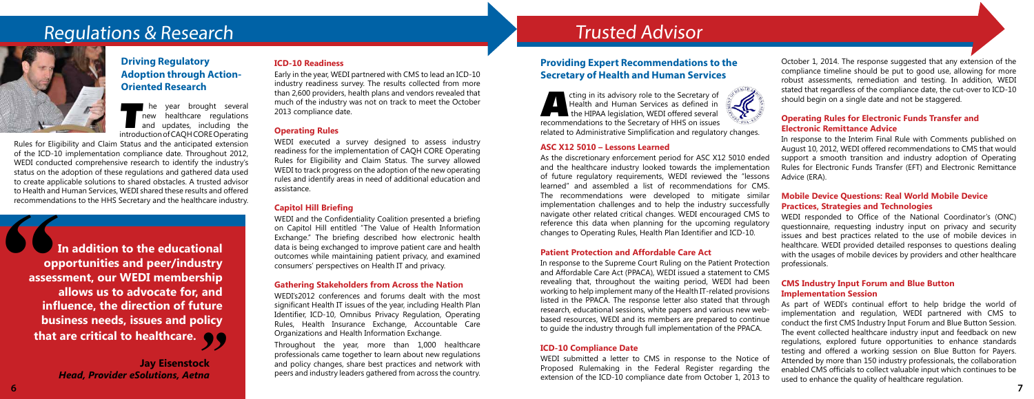# Regulations & Research

## Driving Regulatory Adoption through Action-Oriented Research

The year brought several new healthcare regulations and updates, including the introduction of CAQH CORE Operating Rules for Eligibility and Claim Status and the anticipated extension of the ICD-10 implementation compliance date. Throughout 2012, WEDI conducted comprehensive research to identify the industry's status on the adoption of these regulations and gathered data used to create applicable solutions to shared obstacles. A trusted advisor to Health and Human Services, WEDI shared these results and offered recommendations to the HHS Secretary and the healthcare industry.

> **In addition to the educational opportunities and peer/industry assessment, our WEDI membership allows us to advocate for, and influence, the direction of future business needs, issues and policy that are critical to healthcare.**
>
> **Jay Eisenstock**
> ***Head, Provider eSolutions, Aetna***

### ICD-10 Readiness

Early in the year, WEDI partnered with CMS to lead an ICD-10 industry readiness survey. The results collected from more than 2,600 providers, health plans and vendors revealed that much of the industry was not on track to meet the October 2013 compliance date.

### Operating Rules

WEDI executed a survey designed to assess industry readiness for the implementation of CAQH CORE Operating Rules for Eligibility and Claim Status. The survey allowed WEDI to track progress on the adoption of the new operating rules and identify areas in need of additional education and assistance.

### Capitol Hill Briefing

WEDI and the Confidentiality Coalition presented a briefing on Capitol Hill entitled "The Value of Health Information Exchange." The briefing described how electronic health data is being exchanged to improve patient care and health outcomes while maintaining patient privacy, and examined consumers' perspectives on Health IT and privacy.

### Gathering Stakeholders from Across the Nation

WEDI's2012 conferences and forums dealt with the most significant Health IT issues of the year, including Health Plan Identifier, ICD-10, Omnibus Privacy Regulation, Operating Rules, Health Insurance Exchange, Accountable Care Organizations and Health Information Exchange.

Throughout the year, more than 1,000 healthcare professionals came together to learn about new regulations and policy changes, share best practices and network with peers and industry leaders gathered from across the country.

# Trusted Advisor

## Providing Expert Recommendations to the Secretary of Health and Human Services

Acting in its advisory role to the Secretary of Health and Human Services as defined in the HIPAA legislation, WEDI offered several recommendations to the Secretary of HHS on issues related to Administrative Simplification and regulatory changes.

### ASC X12 5010 – Lessons Learned

As the discretionary enforcement period for ASC X12 5010 ended and the healthcare industry looked towards the implementation of future regulatory requirements, WEDI reviewed the "lessons learned" and assembled a list of recommendations for CMS. The recommendations were developed to mitigate similar implementation challenges and to help the industry successfully navigate other related critical changes. WEDI encouraged CMS to reference this data when planning for the upcoming regulatory changes to Operating Rules, Health Plan Identifier and ICD-10.

### Patient Protection and Affordable Care Act

In response to the Supreme Court Ruling on the Patient Protection and Affordable Care Act (PPACA), WEDI issued a statement to CMS revealing that, throughout the waiting period, WEDI had been working to help implement many of the Health IT-related provisions listed in the PPACA. The response letter also stated that through research, educational sessions, white papers and various new web-based resources, WEDI and its members are prepared to continue to guide the industry through full implementation of the PPACA.

### ICD-10 Compliance Date

WEDI submitted a letter to CMS in response to the Notice of Proposed Rulemaking in the Federal Register regarding the extension of the ICD-10 compliance date from October 1, 2013 to October 1, 2014. The response suggested that any extension of the compliance timeline should be put to good use, allowing for more robust assessments, remediation and testing. In addition, WEDI stated that regardless of the compliance date, the cut-over to ICD-10 should begin on a single date and not be staggered.

### Operating Rules for Electronic Funds Transfer and Electronic Remittance Advice

In response to the Interim Final Rule with Comments published on August 10, 2012, WEDI offered recommendations to CMS that would support a smooth transition and industry adoption of Operating Rules for Electronic Funds Transfer (EFT) and Electronic Remittance Advice (ERA).

### Mobile Device Questions: Real World Mobile Device Practices, Strategies and Technologies

WEDI responded to Office of the National Coordinator's (ONC) questionnaire, requesting industry input on privacy and security issues and best practices related to the use of mobile devices in healthcare. WEDI provided detailed responses to questions dealing with the usages of mobile devices by providers and other healthcare professionals.

### CMS Industry Input Forum and Blue Button Implementation Session

As part of WEDI's continual effort to help bridge the world of implementation and regulation, WEDI partnered with CMS to conduct the first CMS Industry Input Forum and Blue Button Session. The event collected healthcare industry input and feedback on new regulations, explored future opportunities to enhance standards testing and offered a working session on Blue Button for Payers. Attended by more than 150 industry professionals, the collaboration enabled CMS officials to collect valuable input which continues to be used to enhance the quality of healthcare regulation.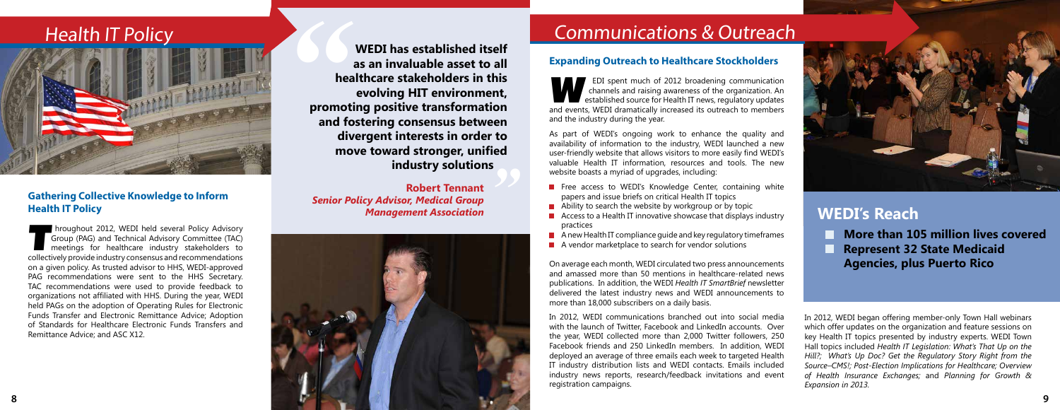# Health IT Policy

## Gathering Collective Knowledge to Inform Health IT Policy

Throughout 2012, WEDI held several Policy Advisory Group (PAG) and Technical Advisory Committee (TAC) meetings for healthcare industry stakeholders to collectively provide industry consensus and recommendations on a given policy. As trusted advisor to HHS, WEDI-approved PAG recommendations were sent to the HHS Secretary. TAC recommendations were used to provide feedback to organizations not affiliated with HHS. During the year, WEDI held PAGs on the adoption of Operating Rules for Electronic Funds Transfer and Electronic Remittance Advice; Adoption of Standards for Healthcare Electronic Funds Transfers and Remittance Advice; and ASC X12.

> **WEDI has established itself as an invaluable asset to all healthcare stakeholders in this evolving HIT environment, promoting positive transformation and fostering consensus between divergent interests in order to move toward stronger, unified industry solutions**
>
> **Robert Tennant**
> ***Senior Policy Advisor, Medical Group Management Association***

# Communications & Outreach

## Expanding Outreach to Healthcare Stockholders

WEDI spent much of 2012 broadening communication channels and raising awareness of the organization. An established source for Health IT news, regulatory updates and events, WEDI dramatically increased its outreach to members and the industry during the year.

As part of WEDI's ongoing work to enhance the quality and availability of information to the industry, WEDI launched a new user-friendly website that allows visitors to more easily find WEDI's valuable Health IT information, resources and tools. The new website boasts a myriad of upgrades, including:

- Free access to WEDI's Knowledge Center, containing white papers and issue briefs on critical Health IT topics
- Ability to search the website by workgroup or by topic
- Access to a Health IT innovative showcase that displays industry practices
- A new Health IT compliance guide and key regulatory timeframes
- A vendor marketplace to search for vendor solutions

On average each month, WEDI circulated two press announcements and amassed more than 50 mentions in healthcare-related news publications. In addition, the WEDI *Health IT SmartBrief* newsletter delivered the latest industry news and WEDI announcements to more than 18,000 subscribers on a daily basis.

In 2012, WEDI communications branched out into social media with the launch of Twitter, Facebook and LinkedIn accounts. Over the year, WEDI collected more than 2,000 Twitter followers, 250 Facebook friends and 250 LinkedIn members. In addition, WEDI deployed an average of three emails each week to targeted Health IT industry distribution lists and WEDI contacts. Emails included industry news reports, research/feedback invitations and event registration campaigns.

## WEDI's Reach

- **More than 105 million lives covered**
- **Represent 32 State Medicaid Agencies, plus Puerto Rico**

In 2012, WEDI began offering member-only Town Hall webinars which offer updates on the organization and feature sessions on key Health IT topics presented by industry experts. WEDI Town Hall topics included *Health IT Legislation: What's That Up on the Hill?; What's Up Doc? Get the Regulatory Story Right from the Source–CMS!; Post-Election Implications for Healthcare; Overview of Health Insurance Exchanges;* and *Planning for Growth & Expansion in 2013.*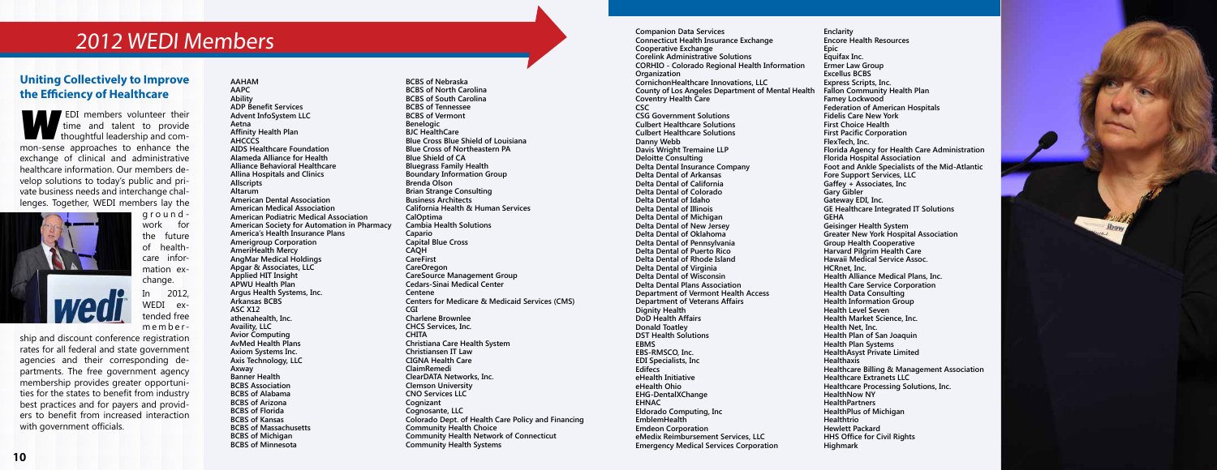# 2012 WEDI Members

## Uniting Collectively to Improve the Efficiency of Healthcare

WEDI members volunteer their time and talent to provide thoughtful leadership and common-sense approaches to enhance the exchange of clinical and administrative healthcare information. Our members develop solutions to today's public and private business needs and interchange challenges. Together, WEDI members lay the groundwork for the future of healthcare information exchange.

In 2012, WEDI extended free membership and discount conference registration rates for all federal and state government agencies and their corresponding departments. The free government agency membership provides greater opportunities for the states to benefit from industry best practices and for payers and providers to benefit from increased interaction with government officials.

- AAHAM
- AAPC
- Ability
- ADP Benefit Services
- Advent InfoSystem LLC
- Aetna
- Affinity Health Plan
- AHCCCS
- AIDS Healthcare Foundation
- Alameda Alliance for Health
- Alliance Behavioral Healthcare
- Allina Hospitals and Clinics
- Allscripts
- Altarum
- American Dental Association
- American Medical Association
- American Podiatric Medical Association
- American Society for Automation in Pharmacy
- America's Health Insurance Plans
- Amerigroup Corporation
- AmeriHealth Mercy
- AngMar Medical Holdings
- Apgar & Associates, LLC
- Applied HIT Insight
- APWU Health Plan
- Argus Health Systems, Inc.
- Arkansas BCBS
- ASC X12
- athenahealth, Inc.
- Availity, LLC
- Avior Computing
- AvMed Health Plans
- Axiom Systems Inc.
- Axis Technology, LLC
- Axway
- Banner Health
- BCBS Association
- BCBS of Alabama
- BCBS of Arizona
- BCBS of Florida
- BCBS of Kansas
- BCBS of Massachusetts
- BCBS of Michigan
- BCBS of Minnesota
- BCBS of Nebraska
- BCBS of North Carolina
- BCBS of South Carolina
- BCBS of Tennessee
- BCBS of Vermont
- Benelogic
- BJC HealthCare
- Blue Cross Blue Shield of Louisiana
- Blue Cross of Northeastern PA
- Blue Shield of CA
- Bluegrass Family Health
- Boundary Information Group
- Brenda Olson
- Brian Strange Consulting
- Business Architects
- California Health & Human Services
- CalOptima
- Cambia Health Solutions
- Capario
- Capital Blue Cross
- CAQH
- CareFirst
- CareOregon
- CareSource Management Group
- Cedars-Sinai Medical Center
- Centene
- Centers for Medicare & Medicaid Services (CMS)
- CGI
- Charlene Brownlee
- CHCS Services, Inc.
- CHITA
- Christiana Care Health System
- Christiansen IT Law
- CIGNA Health Care
- ClaimRemedi
- ClearDATA Networks, Inc.
- Clemson University
- CNO Services LLC
- Cognizant
- Cognosante, LLC
- Colorado Dept. of Health Care Policy and Financing
- Community Health Choice
- Community Health Network of Connecticut
- Community Health Systems
- Companion Data Services
- Connecticut Health Insurance Exchange
- Cooperative Exchange
- Corelink Administrative Solutions
- CORHIO - Colorado Regional Health Information Organization
- CornichonHealthcare Innovations, LLC
- County of Los Angeles Department of Mental Health
- Coventry Health Care
- CSC
- CSG Government Solutions
- Culbert Healthcare Solutions
- Culbert Healthcare Solutions
- Danny Webb
- Davis Wright Tremaine LLP
- Deloitte Consulting
- Delta Dental Insurance Company
- Delta Dental of Arkansas
- Delta Dental of California
- Delta Dental of Colorado
- Delta Dental of Idaho
- Delta Dental of Illinois
- Delta Dental of Michigan
- Delta Dental of New Jersey
- Delta Dental of Oklahoma
- Delta Dental of Pennsylvania
- Delta Dental of Puerto Rico
- Delta Dental of Rhode Island
- Delta Dental of Virginia
- Delta Dental of Wisconsin
- Delta Dental Plans Association
- Department of Vermont Health Access
- Department of Veterans Affairs
- Dignity Health
- DoD Health Affairs
- Donald Toatley
- DST Health Solutions
- EBMS
- EBS-RMSCO, Inc.
- EDI Specialists, Inc
- Edifecs
- eHealth Initiative
- eHealth Ohio
- EHG-DentalXChange
- EHNAC
- Eldorado Computing, Inc
- EmblemHealth
- Emdeon Corporation
- eMedix Reimbursement Services, LLC
- Emergency Medical Services Corporation
- Enclarity
- Encore Health Resources
- Epic
- Equifax Inc.
- Ermer Law Group
- Excellus BCBS
- Express Scripts, Inc.
- Fallon Community Health Plan
- Famey Lockwood
- Federation of American Hospitals
- Fidelis Care New York
- First Choice Health
- First Pacific Corporation
- FlexTech, Inc.
- Florida Agency for Health Care Administration
- Florida Hospital Association
- Foot and Ankle Specialists of the Mid-Atlantic
- Fore Support Services, LLC
- Gaffey + Associates, Inc
- Gary Gibler
- Gateway EDI, Inc.
- GE Healthcare Integrated IT Solutions
- GEHA
- Geisinger Health System
- Greater New York Hospital Association
- Group Health Cooperative
- Harvard Pilgrim Health Care
- Hawaii Medical Service Assoc.
- HCRnet, Inc.
- Health Alliance Medical Plans, Inc.
- Health Care Service Corporation
- Health Data Consulting
- Health Information Group
- Health Level Seven
- Health Market Science, Inc.
- Health Net, Inc.
- Health Plan of San Joaquin
- Health Plan Systems
- HealthAsyst Private Limited
- Healthaxis
- Healthcare Billing & Management Association
- Healthcare Extranets LLC
- Healthcare Processing Solutions, Inc.
- HealthNow NY
- HealthPartners
- HealthPlus of Michigan
- Healthtrio
- Hewlett Packard
- HHS Office for Civil Rights
- Highmark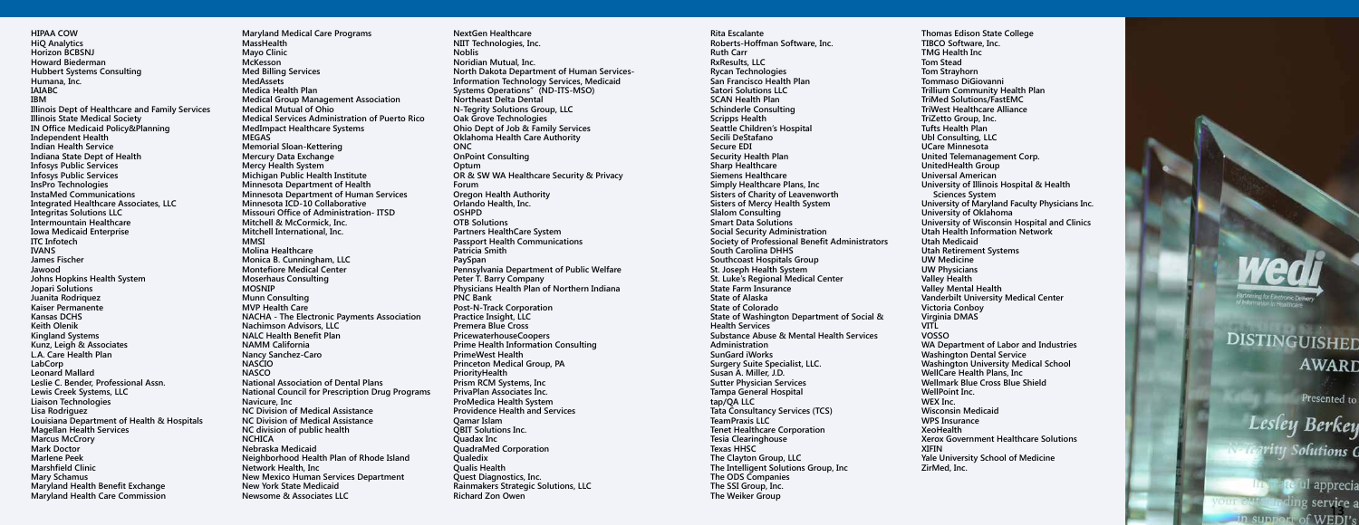HIPAA COW
HiQ Analytics
Horizon BCBSNJ
Howard Biederman
Hubbert Systems Consulting
Humana, Inc.
IAIABC
IBM
Illinois Dept of Healthcare and Family Services
Illinois State Medical Society
IN Office Medicaid Policy&Planning
Independent Health
Indian Health Service
Indiana State Dept of Health
Infosys Public Services
Infosys Public Services
InsPro Technologies
InstaMed Communications
Integrated Healthcare Associates, LLC
Integritas Solutions LLC
Intermountain Healthcare
Iowa Medicaid Enterprise
ITC Infotech
IVANS
James Fischer
Jawood
Johns Hopkins Health System
Jopari Solutions
Juanita Rodriquez
Kaiser Permanente
Kansas DCHS
Keith Olenik
Kingland Systems
Kunz, Leigh & Associates
L.A. Care Health Plan
LabCorp
Leonard Mallard
Leslie C. Bender, Professional Assn.
Lewis Creek Systems, LLC
Liaison Technologies
Lisa Rodriguez
Louisiana Department of Health & Hospitals
Magellan Health Services
Marcus McCrory
Mark Doctor
Marlene Peek
Marshfield Clinic
Mary Schamus
Maryland Health Benefit Exchange
Maryland Health Care Commission
Maryland Medical Care Programs
MassHealth
Mayo Clinic
McKesson
Med Billing Services
MedAssets
Medica Health Plan
Medical Group Management Association
Medical Mutual of Ohio
Medical Services Administration of Puerto Rico
MedImpact Healthcare Systems
MEGAS
Memorial Sloan-Kettering
Mercury Data Exchange
Mercy Health System
Michigan Public Health Institute
Minnesota Department of Health
Minnesota Department of Human Services
Minnesota ICD-10 Collaborative
Missouri Office of Administration- ITSD
Mitchell & McCormick, Inc.
Mitchell International, Inc.
MMSI
Molina Healthcare
Monica B. Cunningham, LLC
Montefiore Medical Center
Moserhaus Consulting
MOSNIP
Munn Consulting
MVP Health Care
NACHA - The Electronic Payments Association
Nachimson Advisors, LLC
NALC Health Benefit Plan
NAMM California
Nancy Sanchez-Caro
NASCIO
NASCO
National Association of Dental Plans
National Council for Prescription Drug Programs
Navicure, Inc
NC Division of Medical Assistance
NC Division of Medical Assistance
NC division of public health
NCHICA
Nebraska Medicaid
Neighborhood Health Plan of Rhode Island
Network Health, Inc
New Mexico Human Services Department
New York State Medicaid
Newsome & Associates LLC
NextGen Healthcare
NIIT Technologies, Inc.
Noblis
Noridian Mutual, Inc.
North Dakota Department of Human Services-Information Technology Services, Medicaid Systems Operations" (ND-ITS-MSO)
Northeast Delta Dental
N-Tegrity Solutions Group, LLC
Oak Grove Technologies
Ohio Dept of Job & Family Services
Oklahoma Health Care Authority
ONC
OnPoint Consulting
Optum
OR & SW WA Healthcare Security & Privacy Forum
Oregon Health Authority
Orlando Health, Inc.
OSHPD
OTB Solutions
Partners HealthCare System
Passport Health Communications
Patricia Smith
PaySpan
Pennsylvania Department of Public Welfare
Peter T. Barry Company
Physicians Health Plan of Northern Indiana
PNC Bank
Post-N-Track Corporation
Practice Insight, LLC
Premera Blue Cross
PricewaterhouseCoopers
Prime Health Information Consulting
PrimeWest Health
Princeton Medical Group, PA
PriorityHealth
Prism RCM Systems, Inc
PrivaPlan Associates Inc.
ProMedica Health System
Providence Health and Services
Qamar Islam
QBIT Solutions Inc.
Quadax Inc
QuadraMed Corporation
Qualedix
Qualis Health
Quest Diagnostics, Inc.
Rainmakers Strategic Solutions, LLC
Richard Zon Owen
Rita Escalante
Roberts-Hoffman Software, Inc.
Ruth Carr
RxResults, LLC
Rycan Technologies
San Francisco Health Plan
Satori Solutions LLC
SCAN Health Plan
Schinderle Consulting
Scripps Health
Seattle Children's Hospital
Secili DeStafano
Secure EDI
Security Health Plan
Sharp Healthcare
Siemens Healthcare
Simply Healthcare Plans, Inc
Sisters of Charity of Leavenworth
Sisters of Mercy Health System
Slalom Consulting
Smart Data Solutions
Social Security Administration
Society of Professional Benefit Administrators
South Carolina DHHS
Southcoast Hospitals Group
St. Joseph Health System
St. Luke's Regional Medical Center
State Farm Insurance
State of Alaska
State of Colorado
State of Washington Department of Social & Health Services
Substance Abuse & Mental Health Services Administration
SunGard iWorks
Surgery Suite Specialist, LLC.
Susan A. Miller, J.D.
Sutter Physician Services
Tampa General Hospital
tap/QA LLC
Tata Consultancy Services (TCS)
TeamPraxis LLC
Tenet Healthcare Corporation
Tesia Clearinghouse
Texas HHSC
The Clayton Group, LLC
The Intelligent Solutions Group, Inc
The ODS Companies
The SSI Group, Inc.
The Weiker Group
Thomas Edison State College
TIBCO Software, Inc.
TMG Health Inc
Tom Stead
Tom Strayhorn
Tommaso DiGiovanni
Trillium Community Health Plan
TriMed Solutions/FastEMC
TriWest Healthcare Alliance
TriZetto Group, Inc.
Tufts Health Plan
Ubl Consulting, LLC
UCare Minnesota
United Telemanagement Corp.
UnitedHealth Group
Universal American
University of Illinois Hospital & Health Sciences System
University of Maryland Faculty Physicians Inc.
University of Oklahoma
University of Wisconsin Hospital and Clinics
Utah Health Information Network
Utah Medicaid
Utah Retirement Systems
UW Medicine
UW Physicians
Valley Health
Valley Mental Health
Vanderbilt University Medical Center
Victoria Conboy
Virginia DMAS
VITL
VOSSO
WA Department of Labor and Industries
Washington Dental Service
Washington University Medical School
WellCare Health Plans, Inc
Wellmark Blue Cross Blue Shield
WellPoint Inc.
WEX Inc.
Wisconsin Medicaid
WPS Insurance
XeoHealth
Xerox Government Healthcare Solutions
XIFIN
Yale University School of Medicine
ZirMed, Inc.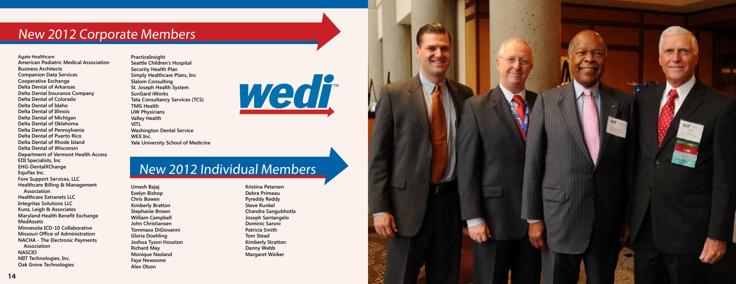## New 2012 Corporate Members

- Agate Healthcare
- American Podiatric Medical Association
- Business Architects
- Companion Data Services
- Cooperative Exchange
- Delta Dental of Arkansas
- Delta Dental Insurance Company
- Delta Dental of Colorado
- Delta Dental of Idaho
- Delta Dental of Illinois
- Delta Dental of Michigan
- Delta Dental of Oklahoma
- Delta Dental of Pennsylvania
- Delta Dental of Puerto Rico
- Delta Dental of Rhode Island
- Delta Dental of Wisconsin
- Department of Vermont Health Access
- EDI Specialists, Inc
- EHG-DentalXChange
- Equifax Inc.
- Fore Support Services, LLC
- Healthcare Billing & Management Association
- Healthcare Extranets LLC
- Integritas Solutions LLC
- Kunz, Leigh & Associates
- Maryland Health Benefit Exchange
- MedAssets
- Minnesota ICD-10 Collaborative
- Missouri Office of Administration
- NACHA - The Electronic Payments Association
- NASCIO
- NIIT Technologies, Inc.
- Oak Grove Technologies
- PracticeInsight
- Seattle Children's Hospital
- Security Health Plan
- Simply Healthcare Plans, Inc
- Slalom Consulting
- St. Joseph Health System
- SunGard iWorks
- Tata Consultancy Services (TCS)
- TMG Health
- UW Physicians
- Valley Health
- VITL
- Washington Dental Service
- WEX Inc.
- Yale University School of Medicine

wedi™

## New 2012 Individual Members

- Umesh Bajaj
- Evelyn Bishop
- Chris Bowen
- Kimberly Bratton
- Stephanie Brown
- William Campbell
- John Christiansen
- Tommaso DiGiovanni
- Gloria Doehling
- Joshua Tyson Houston
- Richard May
- Monique Nasland
- Faye Newsome
- Alex Olson
- Kristina Petersen
- Debra Primeau
- Pyreddy Reddy
- Steve Runkel
- Chandra Sangubhotla
- Joseph Santangelo
- Dominic Saroni
- Patricia Smith
- Tom Stead
- Kimberly Stratton
- Danny Webb
- Margaret Weiker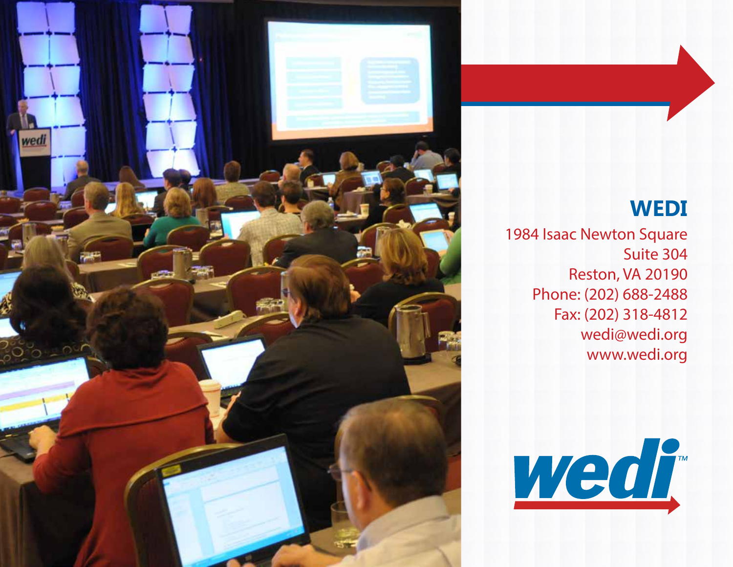**WEDI**

1984 Isaac Newton Square
Suite 304
Reston, VA 20190
Phone: (202) 688-2488
Fax: (202) 318-4812
wedi@wedi.org
www.wedi.org